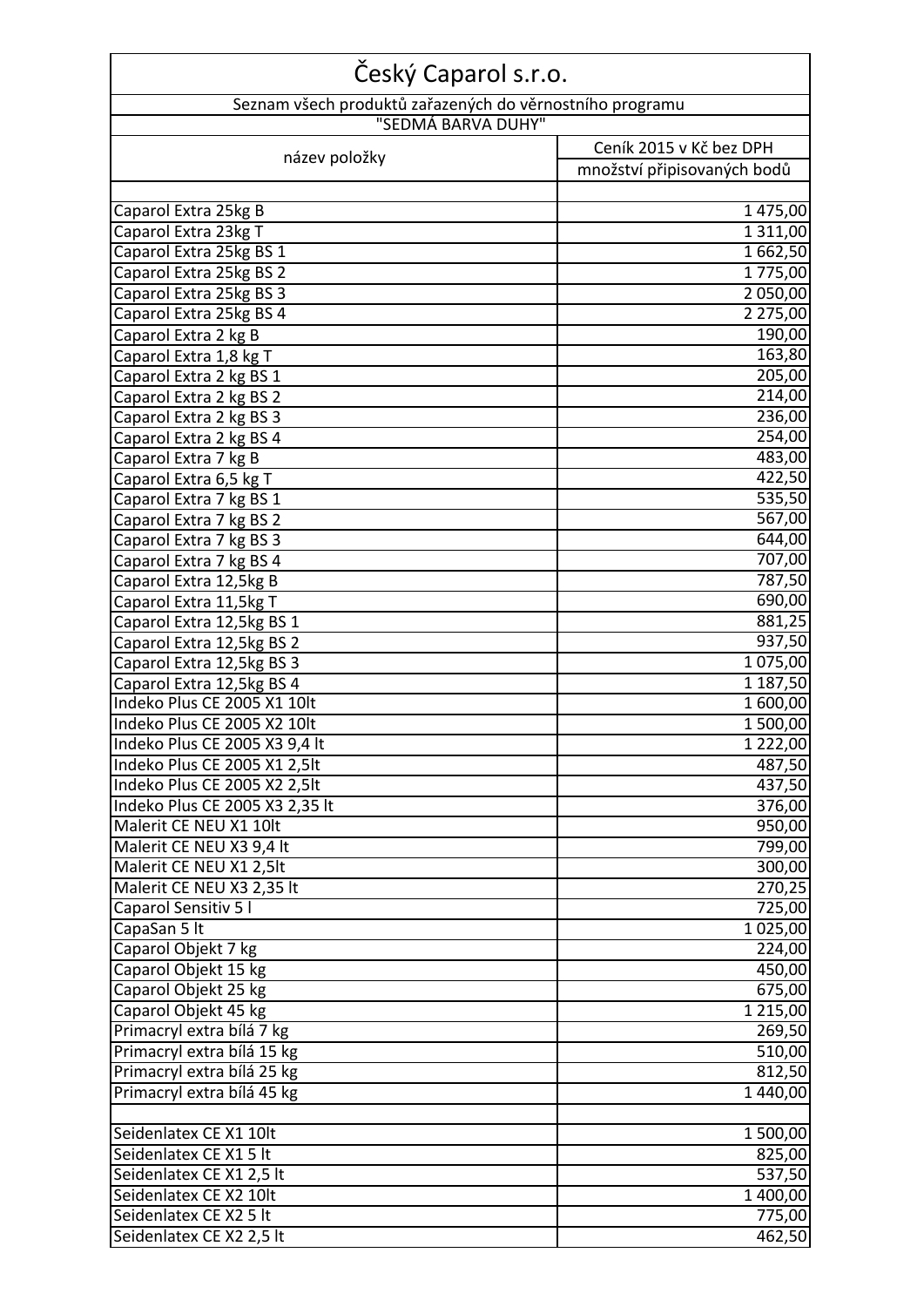# Český Caparol s.r.o.

Seznam všech produktů zařazených do věrnostního programu

"SEDMÁ BARVA DUHY"

| název položky | Ceník 2015 v Kč bez DPH |
|---|---|
| | množství připisovaných bodů |
| | |
| Caparol Extra 25kg B | 1 475,00 |
| Caparol Extra 23kg T | 1 311,00 |
| Caparol Extra 25kg BS 1 | 1 662,50 |
| Caparol Extra 25kg BS 2 | 1 775,00 |
| Caparol Extra 25kg BS 3 | 2 050,00 |
| Caparol Extra 25kg BS 4 | 2 275,00 |
| Caparol Extra 2 kg B | 190,00 |
| Caparol Extra 1,8 kg T | 163,80 |
| Caparol Extra 2 kg BS 1 | 205,00 |
| Caparol Extra 2 kg BS 2 | 214,00 |
| Caparol Extra 2 kg BS 3 | 236,00 |
| Caparol Extra 2 kg BS 4 | 254,00 |
| Caparol Extra 7 kg B | 483,00 |
| Caparol Extra 6,5 kg T | 422,50 |
| Caparol Extra 7 kg BS 1 | 535,50 |
| Caparol Extra 7 kg BS 2 | 567,00 |
| Caparol Extra 7 kg BS 3 | 644,00 |
| Caparol Extra 7 kg BS 4 | 707,00 |
| Caparol Extra 12,5kg B | 787,50 |
| Caparol Extra 11,5kg T | 690,00 |
| Caparol Extra 12,5kg BS 1 | 881,25 |
| Caparol Extra 12,5kg BS 2 | 937,50 |
| Caparol Extra 12,5kg BS 3 | 1 075,00 |
| Caparol Extra 12,5kg BS 4 | 1 187,50 |
| Indeko Plus CE 2005 X1 10lt | 1 600,00 |
| Indeko Plus CE 2005 X2 10lt | 1 500,00 |
| Indeko Plus CE 2005 X3 9,4 lt | 1 222,00 |
| Indeko Plus CE 2005 X1 2,5lt | 487,50 |
| Indeko Plus CE 2005 X2 2,5lt | 437,50 |
| Indeko Plus CE 2005 X3 2,35 lt | 376,00 |
| Malerit CE NEU X1 10lt | 950,00 |
| Malerit CE NEU X3 9,4 lt | 799,00 |
| Malerit CE NEU X1 2,5lt | 300,00 |
| Malerit CE NEU X3 2,35 lt | 270,25 |
| Caparol Sensitiv 5 l | 725,00 |
| CapaSan 5 lt | 1 025,00 |
| Caparol Objekt 7 kg | 224,00 |
| Caparol Objekt 15 kg | 450,00 |
| Caparol Objekt 25 kg | 675,00 |
| Caparol Objekt 45 kg | 1 215,00 |
| Primacryl extra bílá 7 kg | 269,50 |
| Primacryl extra bílá 15 kg | 510,00 |
| Primacryl extra bílá 25 kg | 812,50 |
| Primacryl extra bílá 45 kg | 1 440,00 |
| | |
| Seidenlatex CE X1 10lt | 1 500,00 |
| Seidenlatex CE X1 5 lt | 825,00 |
| Seidenlatex CE X1 2,5 lt | 537,50 |
| Seidenlatex CE X2 10lt | 1 400,00 |
| Seidenlatex CE X2 5 lt | 775,00 |
| Seidenlatex CE X2 2,5 lt | 462,50 |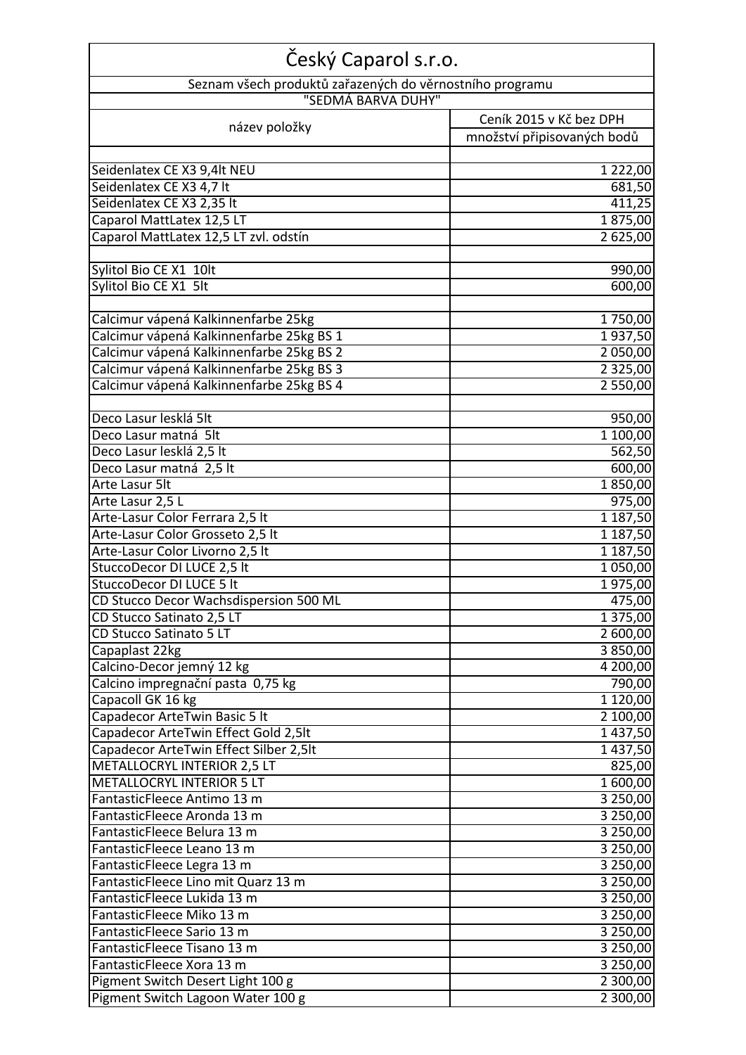| Český Caparol s.r.o. | |
|---|---|
| Seznam všech produktů zařazených do věrnostního programu | |
| "SEDMÁ BARVA DUHY" | |
| název položky | Ceník 2015 v Kč bez DPH |
| | množství připisovaných bodů |
| | |
| Seidenlatex CE X3 9,4lt NEU | 1 222,00 |
| Seidenlatex CE X3 4,7 lt | 681,50 |
| Seidenlatex CE X3 2,35 lt | 411,25 |
| Caparol MattLatex 12,5 LT | 1 875,00 |
| Caparol MattLatex 12,5 LT zvl. odstín | 2 625,00 |
| | |
| Sylitol Bio CE X1 10lt | 990,00 |
| Sylitol Bio CE X1 5lt | 600,00 |
| | |
| Calcimur vápená Kalkinnenfarbe 25kg | 1 750,00 |
| Calcimur vápená Kalkinnenfarbe 25kg BS 1 | 1 937,50 |
| Calcimur vápená Kalkinnenfarbe 25kg BS 2 | 2 050,00 |
| Calcimur vápená Kalkinnenfarbe 25kg BS 3 | 2 325,00 |
| Calcimur vápená Kalkinnenfarbe 25kg BS 4 | 2 550,00 |
| | |
| Deco Lasur lesklá 5lt | 950,00 |
| Deco Lasur matná 5lt | 1 100,00 |
| Deco Lasur lesklá 2,5 lt | 562,50 |
| Deco Lasur matná 2,5 lt | 600,00 |
| Arte Lasur 5lt | 1 850,00 |
| Arte Lasur 2,5 L | 975,00 |
| Arte-Lasur Color Ferrara 2,5 lt | 1 187,50 |
| Arte-Lasur Color Grosseto 2,5 lt | 1 187,50 |
| Arte-Lasur Color Livorno 2,5 lt | 1 187,50 |
| StuccoDecor DI LUCE 2,5 lt | 1 050,00 |
| StuccoDecor DI LUCE 5 lt | 1 975,00 |
| CD Stucco Decor Wachsdispersion 500 ML | 475,00 |
| CD Stucco Satinato 2,5 LT | 1 375,00 |
| CD Stucco Satinato 5 LT | 2 600,00 |
| Capaplast 22kg | 3 850,00 |
| Calcino-Decor jemný 12 kg | 4 200,00 |
| Calcino impregnační pasta 0,75 kg | 790,00 |
| Capacoll GK 16 kg | 1 120,00 |
| Capadecor ArteTwin Basic 5 lt | 2 100,00 |
| Capadecor ArteTwin Effect Gold 2,5lt | 1 437,50 |
| Capadecor ArteTwin Effect Silber 2,5lt | 1 437,50 |
| METALLOCRYL INTERIOR 2,5 LT | 825,00 |
| METALLOCRYL INTERIOR 5 LT | 1 600,00 |
| FantasticFleece Antimo 13 m | 3 250,00 |
| FantasticFleece Aronda 13 m | 3 250,00 |
| FantasticFleece Belura 13 m | 3 250,00 |
| FantasticFleece Leano 13 m | 3 250,00 |
| FantasticFleece Legra 13 m | 3 250,00 |
| FantasticFleece Lino mit Quarz 13 m | 3 250,00 |
| FantasticFleece Lukida 13 m | 3 250,00 |
| FantasticFleece Miko 13 m | 3 250,00 |
| FantasticFleece Sario 13 m | 3 250,00 |
| FantasticFleece Tisano 13 m | 3 250,00 |
| FantasticFleece Xora 13 m | 3 250,00 |
| Pigment Switch Desert Light 100 g | 2 300,00 |
| Pigment Switch Lagoon Water 100 g | 2 300,00 |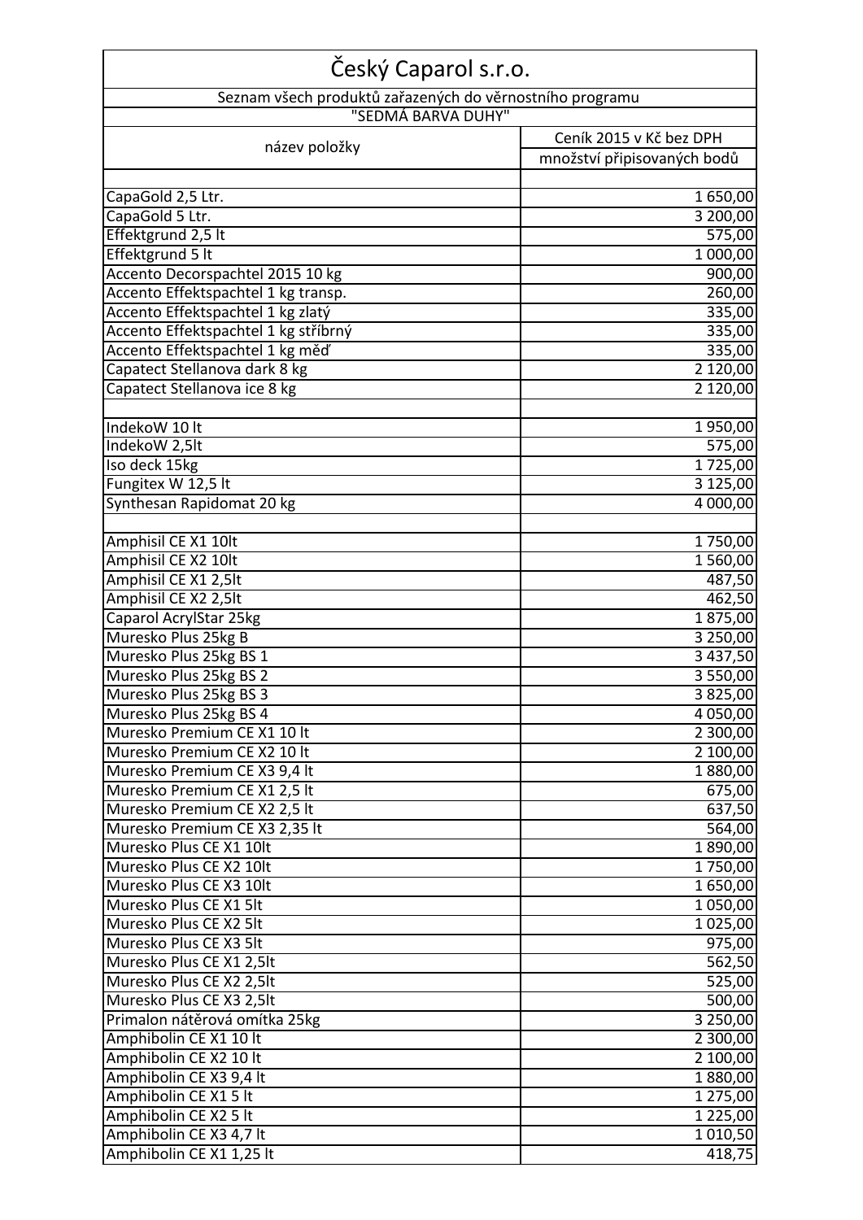# Český Caparol s.r.o.

Seznam všech produktů zařazených do věrnostního programu

"SEDMÁ BARVA DUHY"

| název položky | Ceník 2015 v Kč bez DPH množství připisovaných bodů |
|---|---|
| | |
| CapaGold 2,5 Ltr. | 1 650,00 |
| CapaGold 5 Ltr. | 3 200,00 |
| Effektgrund 2,5 lt | 575,00 |
| Effektgrund 5 lt | 1 000,00 |
| Accento Decorspachtel 2015 10 kg | 900,00 |
| Accento Effektspachtel 1 kg transp. | 260,00 |
| Accento Effektspachtel 1 kg zlatý | 335,00 |
| Accento Effektspachtel 1 kg stříbrný | 335,00 |
| Accento Effektspachtel 1 kg měď | 335,00 |
| Capatect Stellanova dark 8 kg | 2 120,00 |
| Capatect Stellanova ice 8 kg | 2 120,00 |
| | |
| IndekoW 10 lt | 1 950,00 |
| IndekoW 2,5lt | 575,00 |
| Iso deck 15kg | 1 725,00 |
| Fungitex W 12,5 lt | 3 125,00 |
| Synthesan Rapidomat 20 kg | 4 000,00 |
| | |
| Amphisil CE X1 10lt | 1 750,00 |
| Amphisil CE X2 10lt | 1 560,00 |
| Amphisil CE X1 2,5lt | 487,50 |
| Amphisil CE X2 2,5lt | 462,50 |
| Caparol AcrylStar 25kg | 1 875,00 |
| Muresko Plus 25kg B | 3 250,00 |
| Muresko Plus 25kg BS 1 | 3 437,50 |
| Muresko Plus 25kg BS 2 | 3 550,00 |
| Muresko Plus 25kg BS 3 | 3 825,00 |
| Muresko Plus 25kg BS 4 | 4 050,00 |
| Muresko Premium CE X1 10 lt | 2 300,00 |
| Muresko Premium CE X2 10 lt | 2 100,00 |
| Muresko Premium CE X3 9,4 lt | 1 880,00 |
| Muresko Premium CE X1 2,5 lt | 675,00 |
| Muresko Premium CE X2 2,5 lt | 637,50 |
| Muresko Premium CE X3 2,35 lt | 564,00 |
| Muresko Plus CE X1 10lt | 1 890,00 |
| Muresko Plus CE X2 10lt | 1 750,00 |
| Muresko Plus CE X3 10lt | 1 650,00 |
| Muresko Plus CE X1 5lt | 1 050,00 |
| Muresko Plus CE X2 5lt | 1 025,00 |
| Muresko Plus CE X3 5lt | 975,00 |
| Muresko Plus CE X1 2,5lt | 562,50 |
| Muresko Plus CE X2 2,5lt | 525,00 |
| Muresko Plus CE X3 2,5lt | 500,00 |
| Primalon nátěrová omítka 25kg | 3 250,00 |
| Amphibolin CE X1 10 lt | 2 300,00 |
| Amphibolin CE X2 10 lt | 2 100,00 |
| Amphibolin CE X3 9,4 lt | 1 880,00 |
| Amphibolin CE X1 5 lt | 1 275,00 |
| Amphibolin CE X2 5 lt | 1 225,00 |
| Amphibolin CE X3 4,7 lt | 1 010,50 |
| Amphibolin CE X1 1,25 lt | 418,75 |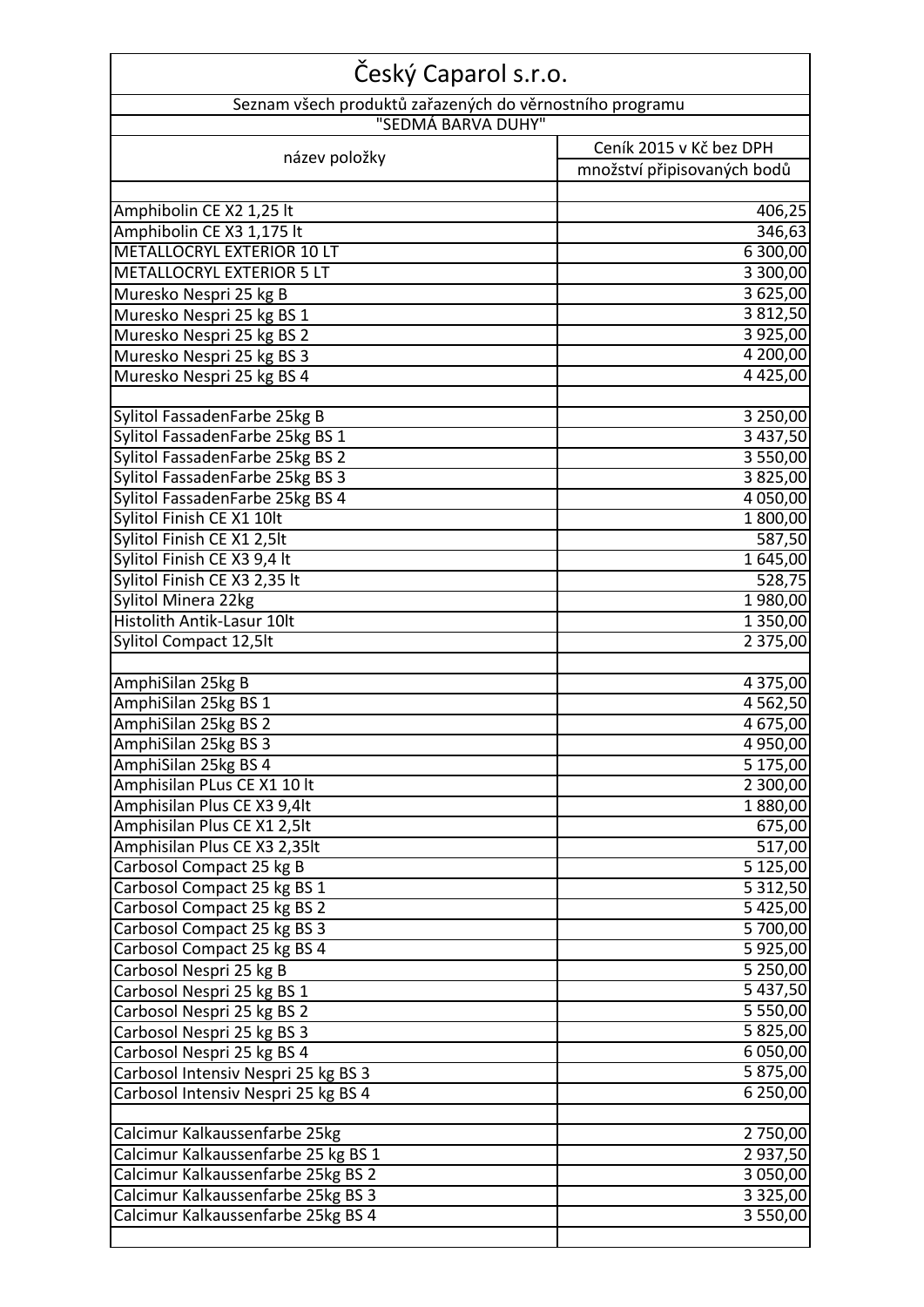| Český Caparol s.r.o. | |
|---|---|
| Seznam všech produktů zařazených do věrnostního programu | |
| "SEDMÁ BARVA DUHY" | |
| název položky | Ceník 2015 v Kč bez DPH |
| | množství připisovaných bodů |
| | |
| Amphibolin CE X2 1,25 lt | 406,25 |
| Amphibolin CE X3 1,175 lt | 346,63 |
| METALLOCRYL EXTERIOR 10 LT | 6 300,00 |
| METALLOCRYL EXTERIOR 5 LT | 3 300,00 |
| Muresko Nespri 25 kg B | 3 625,00 |
| Muresko Nespri 25 kg BS 1 | 3 812,50 |
| Muresko Nespri 25 kg BS 2 | 3 925,00 |
| Muresko Nespri 25 kg BS 3 | 4 200,00 |
| Muresko Nespri 25 kg BS 4 | 4 425,00 |
| | |
| Sylitol FassadenFarbe 25kg B | 3 250,00 |
| Sylitol FassadenFarbe 25kg BS 1 | 3 437,50 |
| Sylitol FassadenFarbe 25kg BS 2 | 3 550,00 |
| Sylitol FassadenFarbe 25kg BS 3 | 3 825,00 |
| Sylitol FassadenFarbe 25kg BS 4 | 4 050,00 |
| Sylitol Finish CE X1 10lt | 1 800,00 |
| Sylitol Finish CE X1 2,5lt | 587,50 |
| Sylitol Finish CE X3 9,4 lt | 1 645,00 |
| Sylitol Finish CE X3 2,35 lt | 528,75 |
| Sylitol Minera 22kg | 1 980,00 |
| Histolith Antik-Lasur 10lt | 1 350,00 |
| Sylitol Compact 12,5lt | 2 375,00 |
| | |
| AmphiSilan 25kg B | 4 375,00 |
| AmphiSilan 25kg BS 1 | 4 562,50 |
| AmphiSilan 25kg BS 2 | 4 675,00 |
| AmphiSilan 25kg BS 3 | 4 950,00 |
| AmphiSilan 25kg BS 4 | 5 175,00 |
| Amphisilan PLus CE X1 10 lt | 2 300,00 |
| Amphisilan Plus CE X3 9,4lt | 1 880,00 |
| Amphisilan Plus CE X1 2,5lt | 675,00 |
| Amphisilan Plus CE X3 2,35lt | 517,00 |
| Carbosol Compact 25 kg B | 5 125,00 |
| Carbosol Compact 25 kg BS 1 | 5 312,50 |
| Carbosol Compact 25 kg BS 2 | 5 425,00 |
| Carbosol Compact 25 kg BS 3 | 5 700,00 |
| Carbosol Compact 25 kg BS 4 | 5 925,00 |
| Carbosol Nespri 25 kg B | 5 250,00 |
| Carbosol Nespri 25 kg BS 1 | 5 437,50 |
| Carbosol Nespri 25 kg BS 2 | 5 550,00 |
| Carbosol Nespri 25 kg BS 3 | 5 825,00 |
| Carbosol Nespri 25 kg BS 4 | 6 050,00 |
| Carbosol Intensiv Nespri 25 kg BS 3 | 5 875,00 |
| Carbosol Intensiv Nespri 25 kg BS 4 | 6 250,00 |
| | |
| Calcimur Kalkaussenfarbe 25kg | 2 750,00 |
| Calcimur Kalkaussenfarbe 25 kg BS 1 | 2 937,50 |
| Calcimur Kalkaussenfarbe 25kg BS 2 | 3 050,00 |
| Calcimur Kalkaussenfarbe 25kg BS 3 | 3 325,00 |
| Calcimur Kalkaussenfarbe 25kg BS 4 | 3 550,00 |
| | |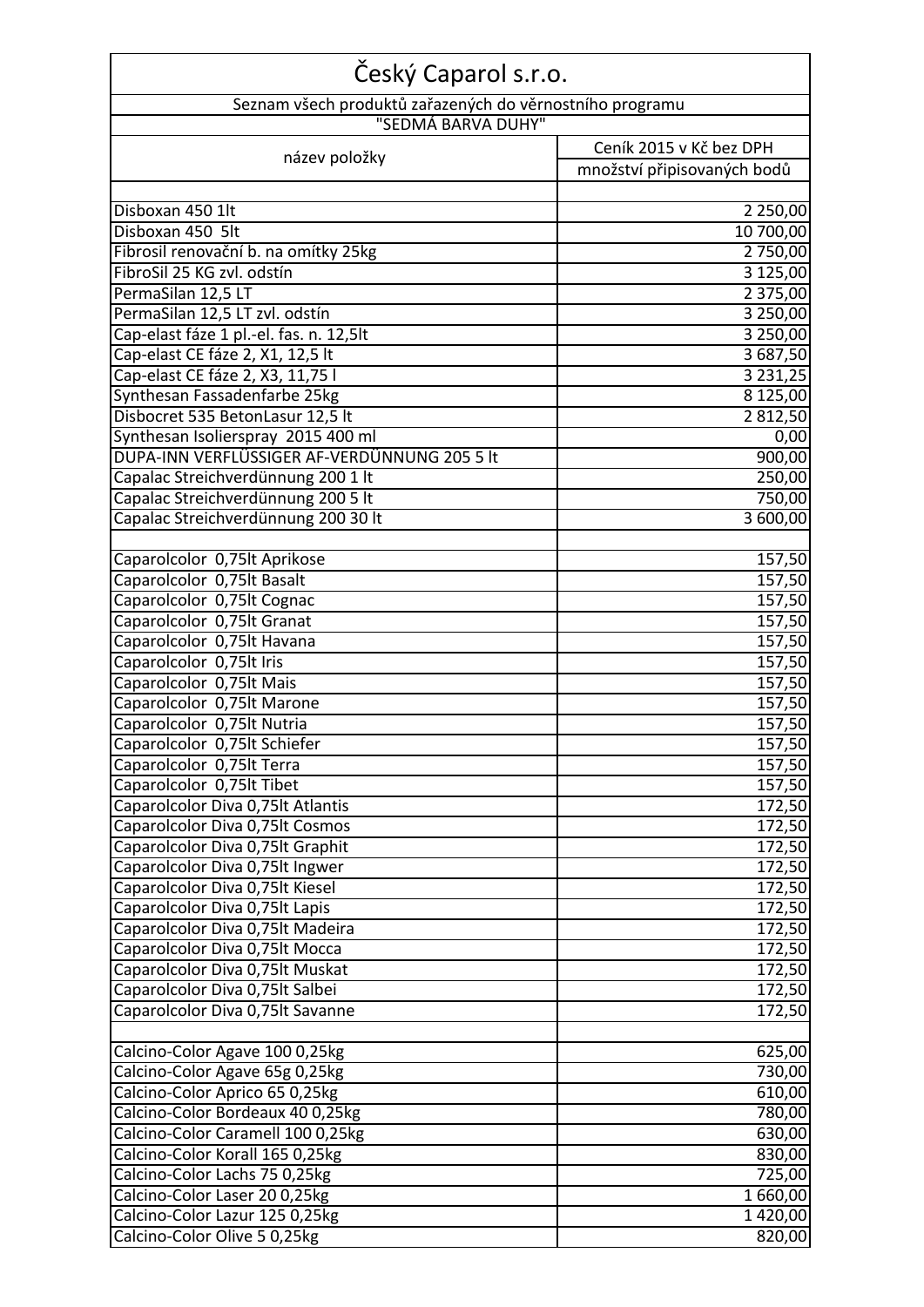| Český Caparol s.r.o. | |
|---|---|
| Seznam všech produktů zařazených do věrnostního programu | |
| "SEDMÁ BARVA DUHY" | |
| název položky | Ceník 2015 v Kč bez DPH |
| | množství připisovaných bodů |
| | |
| Disboxan 450 1lt | 2 250,00 |
| Disboxan 450 5lt | 10 700,00 |
| Fibrosil renovační b. na omítky 25kg | 2 750,00 |
| FibroSil 25 KG zvl. odstín | 3 125,00 |
| PermaSilan 12,5 LT | 2 375,00 |
| PermaSilan 12,5 LT zvl. odstín | 3 250,00 |
| Cap-elast fáze 1 pl.-el. fas. n. 12,5lt | 3 250,00 |
| Cap-elast CE fáze 2, X1, 12,5 lt | 3 687,50 |
| Cap-elast CE fáze 2, X3, 11,75 l | 3 231,25 |
| Synthesan Fassadenfarbe 25kg | 8 125,00 |
| Disbocret 535 BetonLasur 12,5 lt | 2 812,50 |
| Synthesan Isolierspray 2015 400 ml | 0,00 |
| DUPA-INN VERFLÜSSIGER AF-VERDÜNNUNG 205 5 lt | 900,00 |
| Capalac Streichverdünnung 200 1 lt | 250,00 |
| Capalac Streichverdünnung 200 5 lt | 750,00 |
| Capalac Streichverdünnung 200 30 lt | 3 600,00 |
| | |
| Caparolcolor 0,75lt Aprikose | 157,50 |
| Caparolcolor 0,75lt Basalt | 157,50 |
| Caparolcolor 0,75lt Cognac | 157,50 |
| Caparolcolor 0,75lt Granat | 157,50 |
| Caparolcolor 0,75lt Havana | 157,50 |
| Caparolcolor 0,75lt Iris | 157,50 |
| Caparolcolor 0,75lt Mais | 157,50 |
| Caparolcolor 0,75lt Marone | 157,50 |
| Caparolcolor 0,75lt Nutria | 157,50 |
| Caparolcolor 0,75lt Schiefer | 157,50 |
| Caparolcolor 0,75lt Terra | 157,50 |
| Caparolcolor 0,75lt Tibet | 157,50 |
| Caparolcolor Diva 0,75lt Atlantis | 172,50 |
| Caparolcolor Diva 0,75lt Cosmos | 172,50 |
| Caparolcolor Diva 0,75lt Graphit | 172,50 |
| Caparolcolor Diva 0,75lt Ingwer | 172,50 |
| Caparolcolor Diva 0,75lt Kiesel | 172,50 |
| Caparolcolor Diva 0,75lt Lapis | 172,50 |
| Caparolcolor Diva 0,75lt Madeira | 172,50 |
| Caparolcolor Diva 0,75lt Mocca | 172,50 |
| Caparolcolor Diva 0,75lt Muskat | 172,50 |
| Caparolcolor Diva 0,75lt Salbei | 172,50 |
| Caparolcolor Diva 0,75lt Savanne | 172,50 |
| | |
| Calcino-Color Agave 100 0,25kg | 625,00 |
| Calcino-Color Agave 65g 0,25kg | 730,00 |
| Calcino-Color Aprico 65 0,25kg | 610,00 |
| Calcino-Color Bordeaux 40 0,25kg | 780,00 |
| Calcino-Color Caramell 100 0,25kg | 630,00 |
| Calcino-Color Korall 165 0,25kg | 830,00 |
| Calcino-Color Lachs 75 0,25kg | 725,00 |
| Calcino-Color Laser 20 0,25kg | 1 660,00 |
| Calcino-Color Lazur 125 0,25kg | 1 420,00 |
| Calcino-Color Olive 5 0,25kg | 820,00 |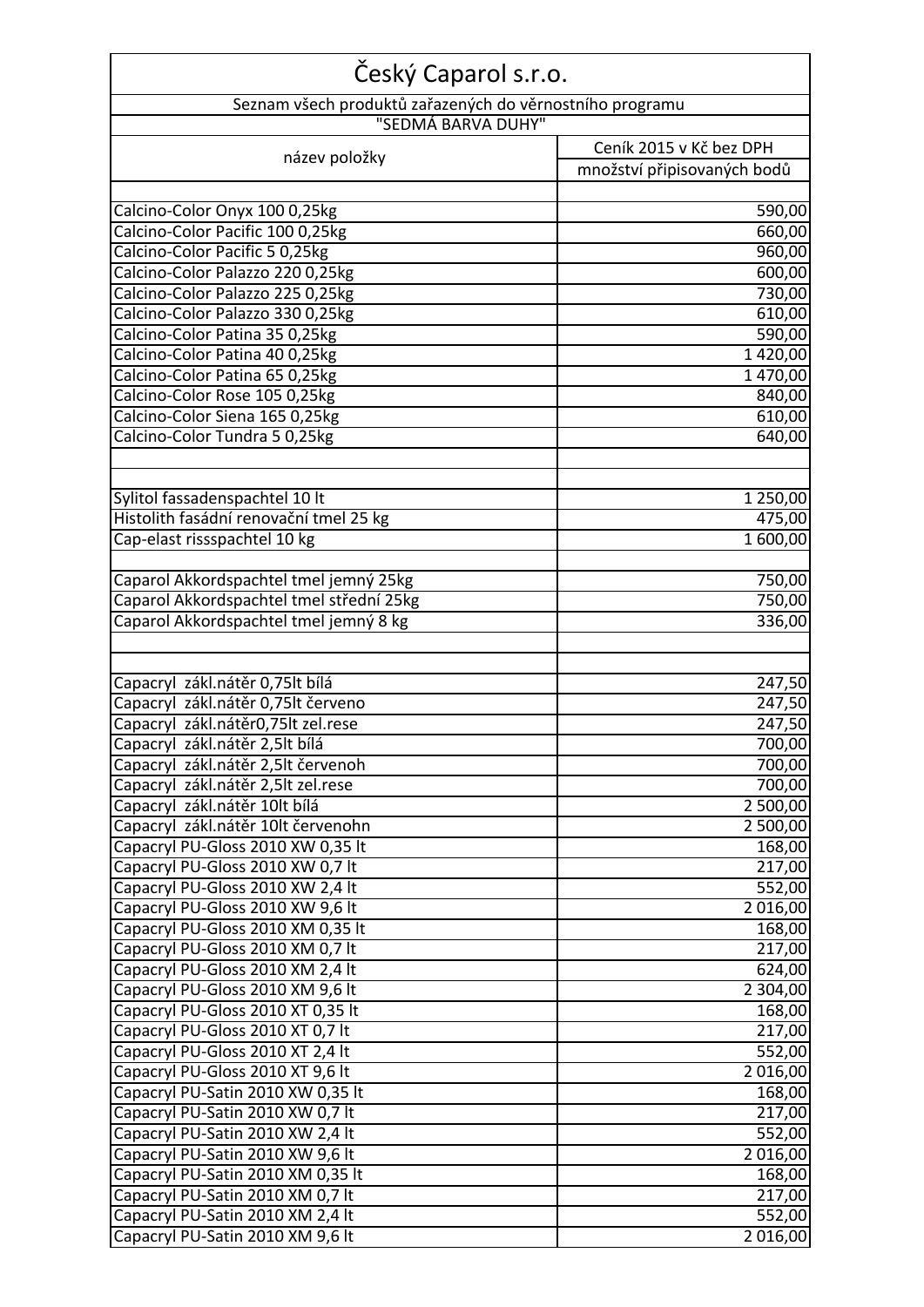| Český Caparol s.r.o. | |
|---|---|
| Seznam všech produktů zařazených do věrnostního programu "SEDMÁ BARVA DUHY" | |
| název položky | Ceník 2015 v Kč bez DPH množství připisovaných bodů |
| | |
| Calcino-Color Onyx 100 0,25kg | 590,00 |
| Calcino-Color Pacific 100 0,25kg | 660,00 |
| Calcino-Color Pacific 5 0,25kg | 960,00 |
| Calcino-Color Palazzo 220 0,25kg | 600,00 |
| Calcino-Color Palazzo 225 0,25kg | 730,00 |
| Calcino-Color Palazzo 330 0,25kg | 610,00 |
| Calcino-Color Patina 35 0,25kg | 590,00 |
| Calcino-Color Patina 40 0,25kg | 1 420,00 |
| Calcino-Color Patina 65 0,25kg | 1 470,00 |
| Calcino-Color Rose 105 0,25kg | 840,00 |
| Calcino-Color Siena 165 0,25kg | 610,00 |
| Calcino-Color Tundra 5 0,25kg | 640,00 |
| | |
| | |
| Sylitol fassadenspachtel 10 lt | 1 250,00 |
| Histolith fasádní renovační tmel 25 kg | 475,00 |
| Cap-elast rissspachtel 10 kg | 1 600,00 |
| | |
| Caparol Akkordspachtel tmel jemný 25kg | 750,00 |
| Caparol Akkordspachtel tmel střední 25kg | 750,00 |
| Caparol Akkordspachtel tmel jemný 8 kg | 336,00 |
| | |
| | |
| Capacryl zákl.nátěr 0,75lt bílá | 247,50 |
| Capacryl zákl.nátěr 0,75lt červeno | 247,50 |
| Capacryl zákl.nátěr0,75lt zel.rese | 247,50 |
| Capacryl zákl.nátěr 2,5lt bílá | 700,00 |
| Capacryl zákl.nátěr 2,5lt červenoh | 700,00 |
| Capacryl zákl.nátěr 2,5lt zel.rese | 700,00 |
| Capacryl zákl.nátěr 10lt bílá | 2 500,00 |
| Capacryl zákl.nátěr 10lt červenohn | 2 500,00 |
| Capacryl PU-Gloss 2010 XW 0,35 lt | 168,00 |
| Capacryl PU-Gloss 2010 XW 0,7 lt | 217,00 |
| Capacryl PU-Gloss 2010 XW 2,4 lt | 552,00 |
| Capacryl PU-Gloss 2010 XW 9,6 lt | 2 016,00 |
| Capacryl PU-Gloss 2010 XM 0,35 lt | 168,00 |
| Capacryl PU-Gloss 2010 XM 0,7 lt | 217,00 |
| Capacryl PU-Gloss 2010 XM 2,4 lt | 624,00 |
| Capacryl PU-Gloss 2010 XM 9,6 lt | 2 304,00 |
| Capacryl PU-Gloss 2010 XT 0,35 lt | 168,00 |
| Capacryl PU-Gloss 2010 XT 0,7 lt | 217,00 |
| Capacryl PU-Gloss 2010 XT 2,4 lt | 552,00 |
| Capacryl PU-Gloss 2010 XT 9,6 lt | 2 016,00 |
| Capacryl PU-Satin 2010 XW 0,35 lt | 168,00 |
| Capacryl PU-Satin 2010 XW 0,7 lt | 217,00 |
| Capacryl PU-Satin 2010 XW 2,4 lt | 552,00 |
| Capacryl PU-Satin 2010 XW 9,6 lt | 2 016,00 |
| Capacryl PU-Satin 2010 XM 0,35 lt | 168,00 |
| Capacryl PU-Satin 2010 XM 0,7 lt | 217,00 |
| Capacryl PU-Satin 2010 XM 2,4 lt | 552,00 |
| Capacryl PU-Satin 2010 XM 9,6 lt | 2 016,00 |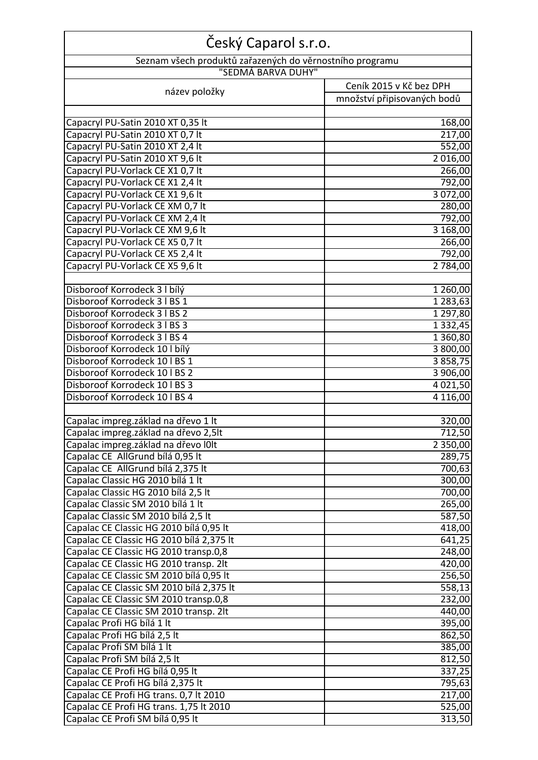# Český Caparol s.r.o.

Seznam všech produktů zařazených do věrnostního programu

"SEDMÁ BARVA DUHY"

| název položky | Ceník 2015 v Kč bez DPH |
|---|---|
| | množství připisovaných bodů |
| | |
| Capacryl PU-Satin 2010 XT 0,35 lt | 168,00 |
| Capacryl PU-Satin 2010 XT 0,7 lt | 217,00 |
| Capacryl PU-Satin 2010 XT 2,4 lt | 552,00 |
| Capacryl PU-Satin 2010 XT 9,6 lt | 2 016,00 |
| Capacryl PU-Vorlack CE X1 0,7 lt | 266,00 |
| Capacryl PU-Vorlack CE X1 2,4 lt | 792,00 |
| Capacryl PU-Vorlack CE X1 9,6 lt | 3 072,00 |
| Capacryl PU-Vorlack CE XM 0,7 lt | 280,00 |
| Capacryl PU-Vorlack CE XM 2,4 lt | 792,00 |
| Capacryl PU-Vorlack CE XM 9,6 lt | 3 168,00 |
| Capacryl PU-Vorlack CE X5 0,7 lt | 266,00 |
| Capacryl PU-Vorlack CE X5 2,4 lt | 792,00 |
| Capacryl PU-Vorlack CE X5 9,6 lt | 2 784,00 |
| | |
| Disboroof Korrodeck 3 l bílý | 1 260,00 |
| Disboroof Korrodeck 3 l BS 1 | 1 283,63 |
| Disboroof Korrodeck 3 l BS 2 | 1 297,80 |
| Disboroof Korrodeck 3 l BS 3 | 1 332,45 |
| Disboroof Korrodeck 3 l BS 4 | 1 360,80 |
| Disboroof Korrodeck 10 l bílý | 3 800,00 |
| Disboroof Korrodeck 10 l BS 1 | 3 858,75 |
| Disboroof Korrodeck 10 l BS 2 | 3 906,00 |
| Disboroof Korrodeck 10 l BS 3 | 4 021,50 |
| Disboroof Korrodeck 10 l BS 4 | 4 116,00 |
| | |
| Capalac impreg.základ na dřevo 1 lt | 320,00 |
| Capalac impreg.základ na dřevo 2,5lt | 712,50 |
| Capalac impreg.základ na dřevo l0lt | 2 350,00 |
| Capalac CE AllGrund bílá 0,95 lt | 289,75 |
| Capalac CE AllGrund bílá 2,375 lt | 700,63 |
| Capalac Classic HG 2010 bílá 1 lt | 300,00 |
| Capalac Classic HG 2010 bílá 2,5 lt | 700,00 |
| Capalac Classic SM 2010 bílá 1 lt | 265,00 |
| Capalac Classic SM 2010 bílá 2,5 lt | 587,50 |
| Capalac CE Classic HG 2010 bílá 0,95 lt | 418,00 |
| Capalac CE Classic HG 2010 bílá 2,375 lt | 641,25 |
| Capalac CE Classic HG 2010 transp.0,8 | 248,00 |
| Capalac CE Classic HG 2010 transp. 2lt | 420,00 |
| Capalac CE Classic SM 2010 bílá 0,95 lt | 256,50 |
| Capalac CE Classic SM 2010 bílá 2,375 lt | 558,13 |
| Capalac CE Classic SM 2010 transp.0,8 | 232,00 |
| Capalac CE Classic SM 2010 transp. 2lt | 440,00 |
| Capalac Profi HG bílá 1 lt | 395,00 |
| Capalac Profi HG bílá 2,5 lt | 862,50 |
| Capalac Profi SM bílá 1 lt | 385,00 |
| Capalac Profi SM bílá 2,5 lt | 812,50 |
| Capalac CE Profi HG bílá 0,95 lt | 337,25 |
| Capalac CE Profi HG bílá 2,375 lt | 795,63 |
| Capalac CE Profi HG trans. 0,7 lt 2010 | 217,00 |
| Capalac CE Profi HG trans. 1,75 lt 2010 | 525,00 |
| Capalac CE Profi SM bílá 0,95 lt | 313,50 |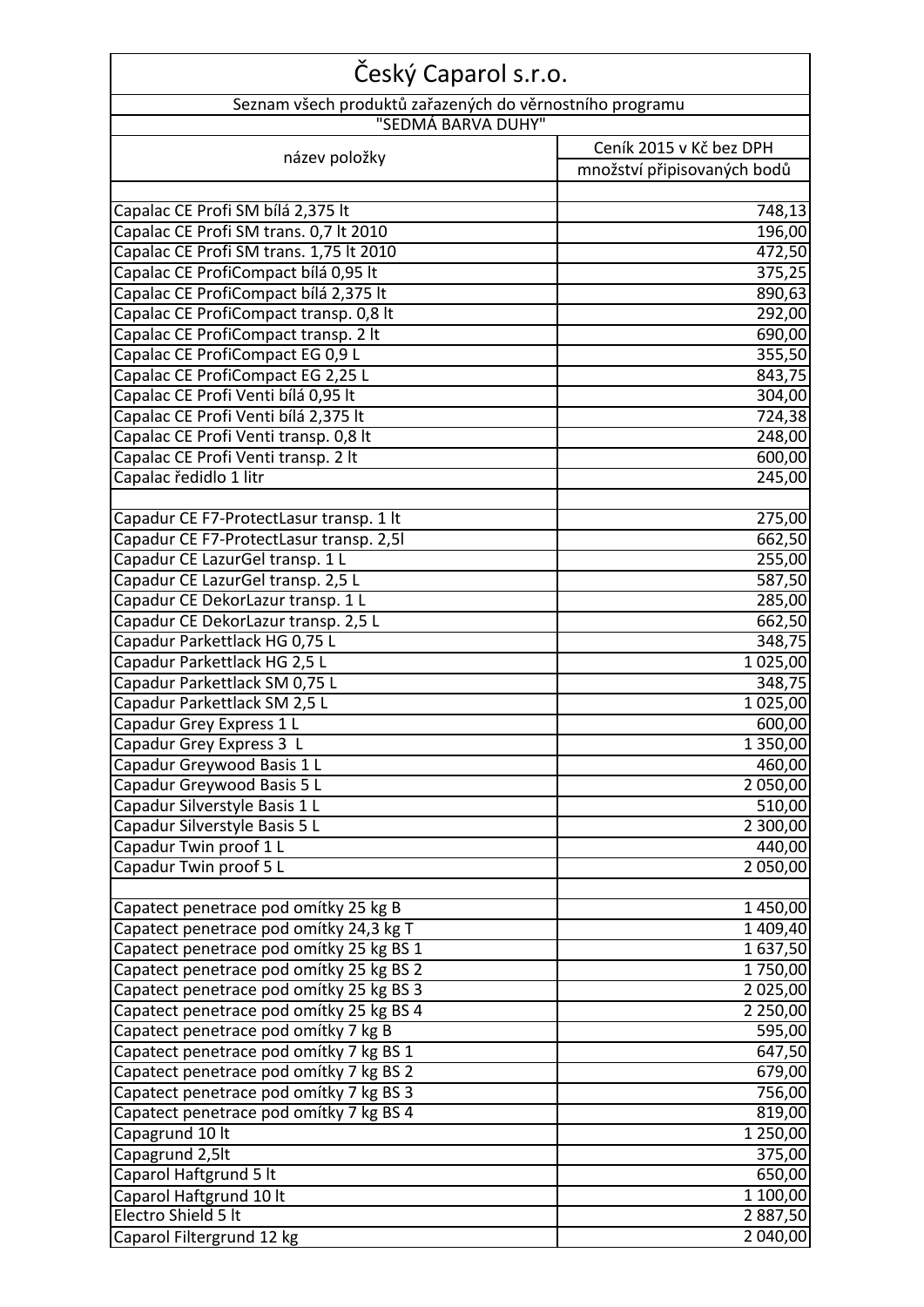| Český Caparol s.r.o. | |
|---|---|
| Seznam všech produktů zařazených do věrnostního programu "SEDMÁ BARVA DUHY" | |
| název položky | Ceník 2015 v Kč bez DPH |
| | množství připisovaných bodů |
| | |
| Capalac CE Profi SM bílá 2,375 lt | 748,13 |
| Capalac CE Profi SM trans. 0,7 lt 2010 | 196,00 |
| Capalac CE Profi SM trans. 1,75 lt 2010 | 472,50 |
| Capalac CE ProfiCompact bílá 0,95 lt | 375,25 |
| Capalac CE ProfiCompact bílá 2,375 lt | 890,63 |
| Capalac CE ProfiCompact transp. 0,8 lt | 292,00 |
| Capalac CE ProfiCompact transp. 2 lt | 690,00 |
| Capalac CE ProfiCompact EG 0,9 L | 355,50 |
| Capalac CE ProfiCompact EG 2,25 L | 843,75 |
| Capalac CE Profi Venti bílá 0,95 lt | 304,00 |
| Capalac CE Profi Venti bílá 2,375 lt | 724,38 |
| Capalac CE Profi Venti transp. 0,8 lt | 248,00 |
| Capalac CE Profi Venti transp. 2 lt | 600,00 |
| Capalac ředidlo 1 litr | 245,00 |
| | |
| Capadur CE F7-ProtectLasur transp. 1 lt | 275,00 |
| Capadur CE F7-ProtectLasur transp. 2,5l | 662,50 |
| Capadur CE LazurGel transp. 1 L | 255,00 |
| Capadur CE LazurGel transp. 2,5 L | 587,50 |
| Capadur CE DekorLazur transp. 1 L | 285,00 |
| Capadur CE DekorLazur transp. 2,5 L | 662,50 |
| Capadur Parkettlack HG 0,75 L | 348,75 |
| Capadur Parkettlack HG 2,5 L | 1 025,00 |
| Capadur Parkettlack SM 0,75 L | 348,75 |
| Capadur Parkettlack SM 2,5 L | 1 025,00 |
| Capadur Grey Express 1 L | 600,00 |
| Capadur Grey Express 3 L | 1 350,00 |
| Capadur Greywood Basis 1 L | 460,00 |
| Capadur Greywood Basis 5 L | 2 050,00 |
| Capadur Silverstyle Basis 1 L | 510,00 |
| Capadur Silverstyle Basis 5 L | 2 300,00 |
| Capadur Twin proof 1 L | 440,00 |
| Capadur Twin proof 5 L | 2 050,00 |
| | |
| Capatect penetrace pod omítky 25 kg B | 1 450,00 |
| Capatect penetrace pod omítky 24,3 kg T | 1 409,40 |
| Capatect penetrace pod omítky 25 kg BS 1 | 1 637,50 |
| Capatect penetrace pod omítky 25 kg BS 2 | 1 750,00 |
| Capatect penetrace pod omítky 25 kg BS 3 | 2 025,00 |
| Capatect penetrace pod omítky 25 kg BS 4 | 2 250,00 |
| Capatect penetrace pod omítky 7 kg B | 595,00 |
| Capatect penetrace pod omítky 7 kg BS 1 | 647,50 |
| Capatect penetrace pod omítky 7 kg BS 2 | 679,00 |
| Capatect penetrace pod omítky 7 kg BS 3 | 756,00 |
| Capatect penetrace pod omítky 7 kg BS 4 | 819,00 |
| Capagrund 10 lt | 1 250,00 |
| Capagrund 2,5lt | 375,00 |
| Caparol Haftgrund 5 lt | 650,00 |
| Caparol Haftgrund 10 lt | 1 100,00 |
| Electro Shield 5 lt | 2 887,50 |
| Caparol Filtergrund 12 kg | 2 040,00 |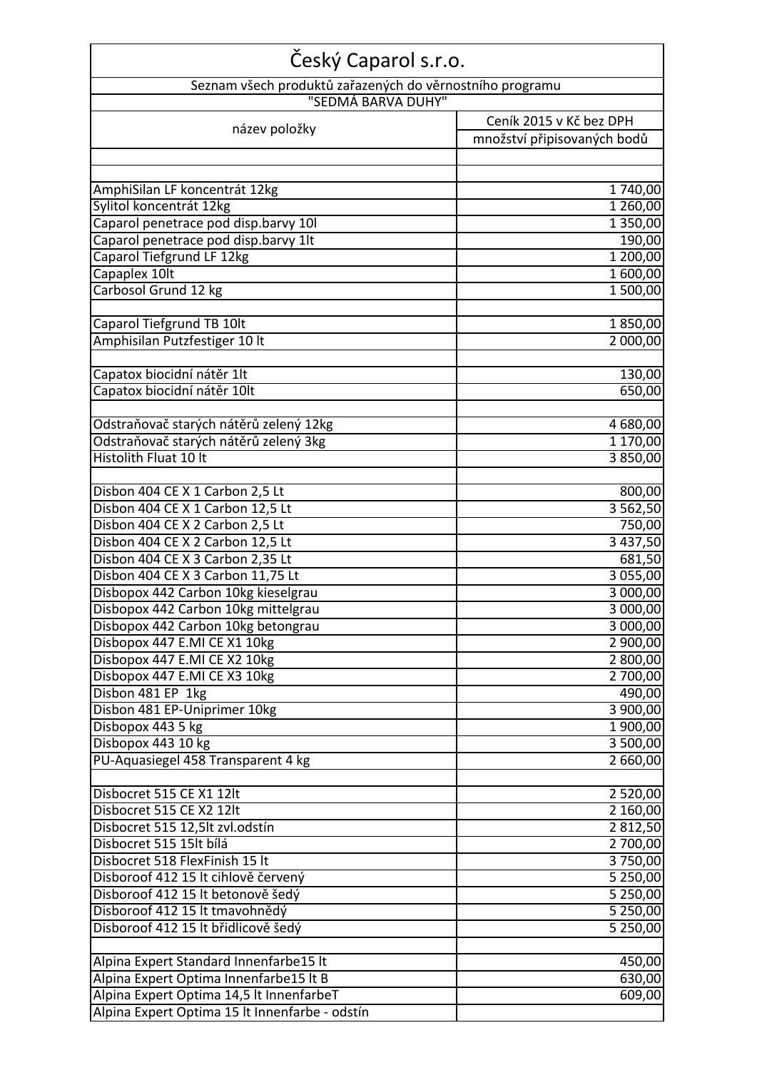# Český Caparol s.r.o.

Seznam všech produktů zařazených do věrnostního programu

"SEDMÁ BARVA DUHY"

| název položky | Ceník 2015 v Kč bez DPH |
|---|---|
| | množství připisovaných bodů |
| | |
| | |
| AmphiSilan LF koncentrát 12kg | 1 740,00 |
| Sylitol koncentrát 12kg | 1 260,00 |
| Caparol penetrace pod disp.barvy 10l | 1 350,00 |
| Caparol penetrace pod disp.barvy 1lt | 190,00 |
| Caparol Tiefgrund LF 12kg | 1 200,00 |
| Capaplex 10lt | 1 600,00 |
| Carbosol Grund 12 kg | 1 500,00 |
| | |
| Caparol Tiefgrund TB 10lt | 1 850,00 |
| Amphisilan Putzfestiger 10 lt | 2 000,00 |
| | |
| Capatox biocidní nátěr 1lt | 130,00 |
| Capatox biocidní nátěr 10lt | 650,00 |
| | |
| Odstraňovač starých nátěrů zelený 12kg | 4 680,00 |
| Odstraňovač starých nátěrů zelený 3kg | 1 170,00 |
| Histolith Fluat 10 lt | 3 850,00 |
| | |
| Disbon 404 CE X 1 Carbon 2,5 Lt | 800,00 |
| Disbon 404 CE X 1 Carbon 12,5 Lt | 3 562,50 |
| Disbon 404 CE X 2 Carbon 2,5 Lt | 750,00 |
| Disbon 404 CE X 2 Carbon 12,5 Lt | 3 437,50 |
| Disbon 404 CE X 3 Carbon 2,35 Lt | 681,50 |
| Disbon 404 CE X 3 Carbon 11,75 Lt | 3 055,00 |
| Disbopox 442 Carbon 10kg kieselgrau | 3 000,00 |
| Disbopox 442 Carbon 10kg mittelgrau | 3 000,00 |
| Disbopox 442 Carbon 10kg betongrau | 3 000,00 |
| Disbopox 447 E.MI CE X1 10kg | 2 900,00 |
| Disbopox 447 E.MI CE X2 10kg | 2 800,00 |
| Disbopox 447 E.MI CE X3 10kg | 2 700,00 |
| Disbon 481 EP 1kg | 490,00 |
| Disbon 481 EP-Uniprimer 10kg | 3 900,00 |
| Disbopox 443 5 kg | 1 900,00 |
| Disbopox 443 10 kg | 3 500,00 |
| PU-Aquasiegel 458 Transparent 4 kg | 2 660,00 |
| | |
| Disbocret 515 CE X1 12lt | 2 520,00 |
| Disbocret 515 CE X2 12lt | 2 160,00 |
| Disbocret 515 12,5lt zvl.odstín | 2 812,50 |
| Disbocret 515 15lt bílá | 2 700,00 |
| Disbocret 518 FlexFinish 15 lt | 3 750,00 |
| Disboroof 412 15 lt cihlově červený | 5 250,00 |
| Disboroof 412 15 lt betonově šedý | 5 250,00 |
| Disboroof 412 15 lt tmavohnědý | 5 250,00 |
| Disboroof 412 15 lt břidlicově šedý | 5 250,00 |
| | |
| Alpina Expert Standard Innenfarbe15 lt | 450,00 |
| Alpina Expert Optima Innenfarbe15 lt B | 630,00 |
| Alpina Expert Optima 14,5 lt InnenfarbeT | 609,00 |
| Alpina Expert Optima 15 lt Innenfarbe - odstín | |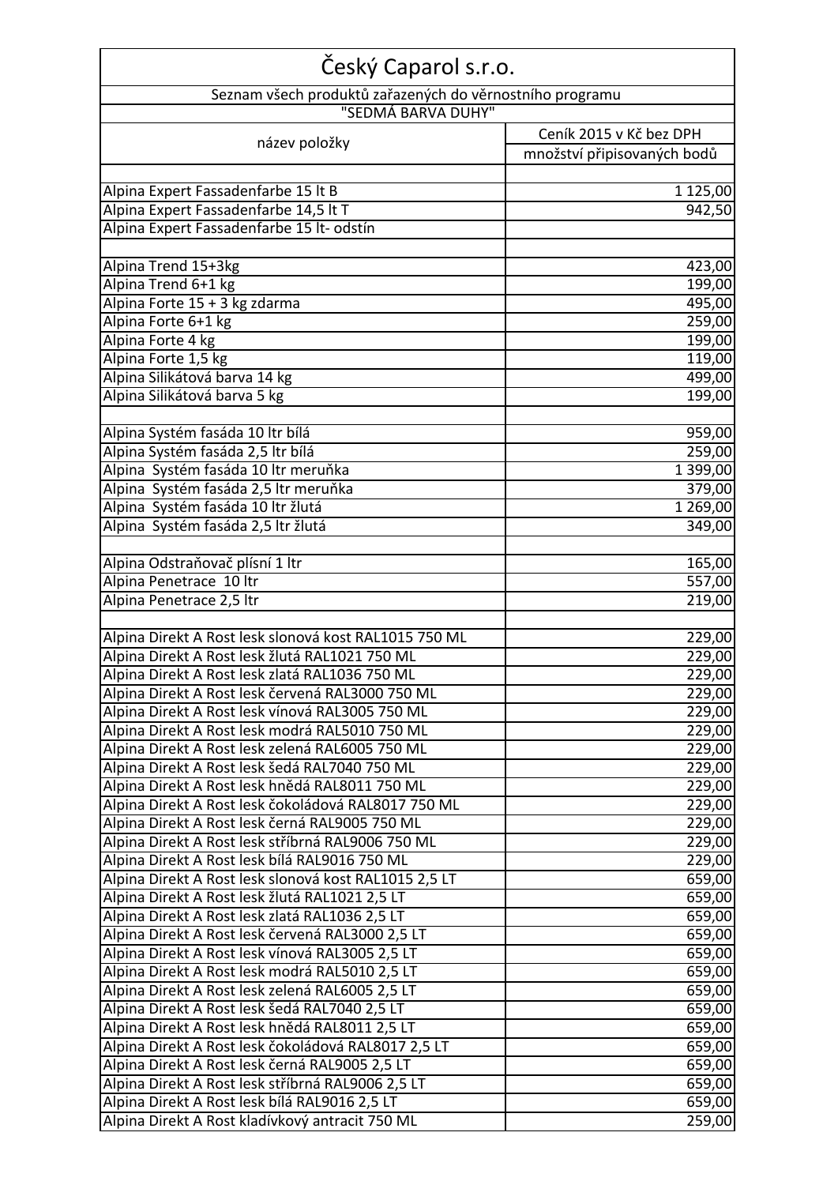| Český Caparol s.r.o. | |
|---|---|
| Seznam všech produktů zařazených do věrnostního programu | |
| "SEDMÁ BARVA DUHY" | |
| název položky | Ceník 2015 v Kč bez DPH |
| | množství připisovaných bodů |
| | |
| Alpina Expert Fassadenfarbe 15 lt B | 1 125,00 |
| Alpina Expert Fassadenfarbe 14,5 lt T | 942,50 |
| Alpina Expert Fassadenfarbe 15 lt- odstín | |
| | |
| Alpina Trend 15+3kg | 423,00 |
| Alpina Trend 6+1 kg | 199,00 |
| Alpina Forte 15 + 3 kg zdarma | 495,00 |
| Alpina Forte 6+1 kg | 259,00 |
| Alpina Forte 4 kg | 199,00 |
| Alpina Forte 1,5 kg | 119,00 |
| Alpina Silikátová barva 14 kg | 499,00 |
| Alpina Silikátová barva 5 kg | 199,00 |
| | |
| Alpina Systém fasáda 10 ltr bílá | 959,00 |
| Alpina Systém fasáda 2,5 ltr bílá | 259,00 |
| Alpina Systém fasáda 10 ltr meruňka | 1 399,00 |
| Alpina Systém fasáda 2,5 ltr meruňka | 379,00 |
| Alpina Systém fasáda 10 ltr žlutá | 1 269,00 |
| Alpina Systém fasáda 2,5 ltr žlutá | 349,00 |
| | |
| Alpina Odstraňovač plísní 1 ltr | 165,00 |
| Alpina Penetrace 10 ltr | 557,00 |
| Alpina Penetrace 2,5 ltr | 219,00 |
| | |
| Alpina Direkt A Rost lesk slonová kost RAL1015 750 ML | 229,00 |
| Alpina Direkt A Rost lesk žlutá RAL1021 750 ML | 229,00 |
| Alpina Direkt A Rost lesk zlatá RAL1036 750 ML | 229,00 |
| Alpina Direkt A Rost lesk červená RAL3000 750 ML | 229,00 |
| Alpina Direkt A Rost lesk vínová RAL3005 750 ML | 229,00 |
| Alpina Direkt A Rost lesk modrá RAL5010 750 ML | 229,00 |
| Alpina Direkt A Rost lesk zelená RAL6005 750 ML | 229,00 |
| Alpina Direkt A Rost lesk šedá RAL7040 750 ML | 229,00 |
| Alpina Direkt A Rost lesk hnědá RAL8011 750 ML | 229,00 |
| Alpina Direkt A Rost lesk čokoládová RAL8017 750 ML | 229,00 |
| Alpina Direkt A Rost lesk černá RAL9005 750 ML | 229,00 |
| Alpina Direkt A Rost lesk stříbrná RAL9006 750 ML | 229,00 |
| Alpina Direkt A Rost lesk bílá RAL9016 750 ML | 229,00 |
| Alpina Direkt A Rost lesk slonová kost RAL1015 2,5 LT | 659,00 |
| Alpina Direkt A Rost lesk žlutá RAL1021 2,5 LT | 659,00 |
| Alpina Direkt A Rost lesk zlatá RAL1036 2,5 LT | 659,00 |
| Alpina Direkt A Rost lesk červená RAL3000 2,5 LT | 659,00 |
| Alpina Direkt A Rost lesk vínová RAL3005 2,5 LT | 659,00 |
| Alpina Direkt A Rost lesk modrá RAL5010 2,5 LT | 659,00 |
| Alpina Direkt A Rost lesk zelená RAL6005 2,5 LT | 659,00 |
| Alpina Direkt A Rost lesk šedá RAL7040 2,5 LT | 659,00 |
| Alpina Direkt A Rost lesk hnědá RAL8011 2,5 LT | 659,00 |
| Alpina Direkt A Rost lesk čokoládová RAL8017 2,5 LT | 659,00 |
| Alpina Direkt A Rost lesk černá RAL9005 2,5 LT | 659,00 |
| Alpina Direkt A Rost lesk stříbrná RAL9006 2,5 LT | 659,00 |
| Alpina Direkt A Rost lesk bílá RAL9016 2,5 LT | 659,00 |
| Alpina Direkt A Rost kladívkový antracit 750 ML | 259,00 |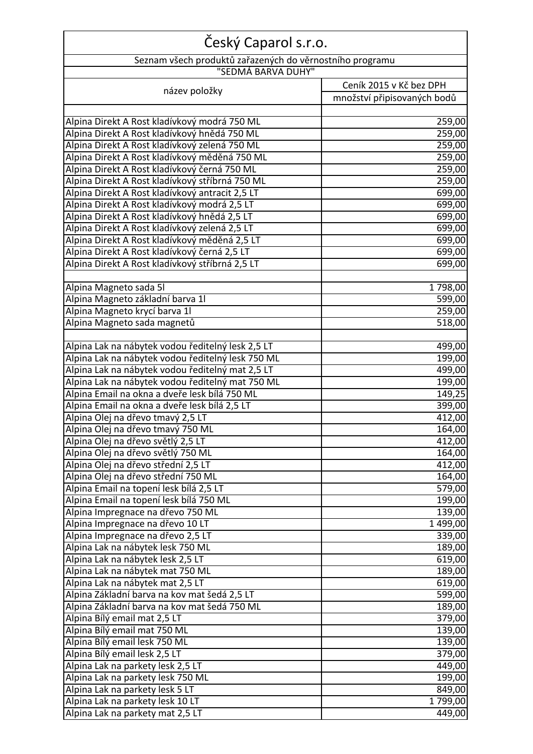| Český Caparol s.r.o. | |
|---|---|
| Seznam všech produktů zařazených do věrnostního programu "SEDMÁ BARVA DUHY" | |
| název položky | Ceník 2015 v Kč bez DPH |
| | množství připisovaných bodů |
| | |
| Alpina Direkt A Rost kladívkový modrá 750 ML | 259,00 |
| Alpina Direkt A Rost kladívkový hnědá 750 ML | 259,00 |
| Alpina Direkt A Rost kladívkový zelená 750 ML | 259,00 |
| Alpina Direkt A Rost kladívkový měděná 750 ML | 259,00 |
| Alpina Direkt A Rost kladívkový černá 750 ML | 259,00 |
| Alpina Direkt A Rost kladívkový stříbrná 750 ML | 259,00 |
| Alpina Direkt A Rost kladívkový antracit 2,5 LT | 699,00 |
| Alpina Direkt A Rost kladívkový modrá 2,5 LT | 699,00 |
| Alpina Direkt A Rost kladívkový hnědá 2,5 LT | 699,00 |
| Alpina Direkt A Rost kladívkový zelená 2,5 LT | 699,00 |
| Alpina Direkt A Rost kladívkový měděná 2,5 LT | 699,00 |
| Alpina Direkt A Rost kladívkový černá 2,5 LT | 699,00 |
| Alpina Direkt A Rost kladívkový stříbrná 2,5 LT | 699,00 |
| | |
| Alpina Magneto sada 5l | 1 798,00 |
| Alpina Magneto základní barva 1l | 599,00 |
| Alpina Magneto krycí barva 1l | 259,00 |
| Alpina Magneto sada magnetů | 518,00 |
| | |
| Alpina Lak na nábytek vodou ředitelný lesk 2,5 LT | 499,00 |
| Alpina Lak na nábytek vodou ředitelný lesk 750 ML | 199,00 |
| Alpina Lak na nábytek vodou ředitelný mat 2,5 LT | 499,00 |
| Alpina Lak na nábytek vodou ředitelný mat 750 ML | 199,00 |
| Alpina Email na okna a dveře lesk bílá 750 ML | 149,25 |
| Alpina Email na okna a dveře lesk bílá 2,5 LT | 399,00 |
| Alpina Olej na dřevo tmavý 2,5 LT | 412,00 |
| Alpina Olej na dřevo tmavý 750 ML | 164,00 |
| Alpina Olej na dřevo světlý 2,5 LT | 412,00 |
| Alpina Olej na dřevo světlý 750 ML | 164,00 |
| Alpina Olej na dřevo střední 2,5 LT | 412,00 |
| Alpina Olej na dřevo střední 750 ML | 164,00 |
| Alpina Email na topení lesk bílá 2,5 LT | 579,00 |
| Alpina Email na topení lesk bílá 750 ML | 199,00 |
| Alpina Impregnace na dřevo 750 ML | 139,00 |
| Alpina Impregnace na dřevo 10 LT | 1 499,00 |
| Alpina Impregnace na dřevo 2,5 LT | 339,00 |
| Alpina Lak na nábytek lesk 750 ML | 189,00 |
| Alpina Lak na nábytek lesk 2,5 LT | 619,00 |
| Alpina Lak na nábytek mat 750 ML | 189,00 |
| Alpina Lak na nábytek mat 2,5 LT | 619,00 |
| Alpina Základní barva na kov mat šedá 2,5 LT | 599,00 |
| Alpina Základní barva na kov mat šedá 750 ML | 189,00 |
| Alpina Bílý email mat 2,5 LT | 379,00 |
| Alpina Bílý email mat 750 ML | 139,00 |
| Alpina Bílý email lesk 750 ML | 139,00 |
| Alpina Bílý email lesk 2,5 LT | 379,00 |
| Alpina Lak na parkety lesk 2,5 LT | 449,00 |
| Alpina Lak na parkety lesk 750 ML | 199,00 |
| Alpina Lak na parkety lesk 5 LT | 849,00 |
| Alpina Lak na parkety lesk 10 LT | 1 799,00 |
| Alpina Lak na parkety mat 2,5 LT | 449,00 |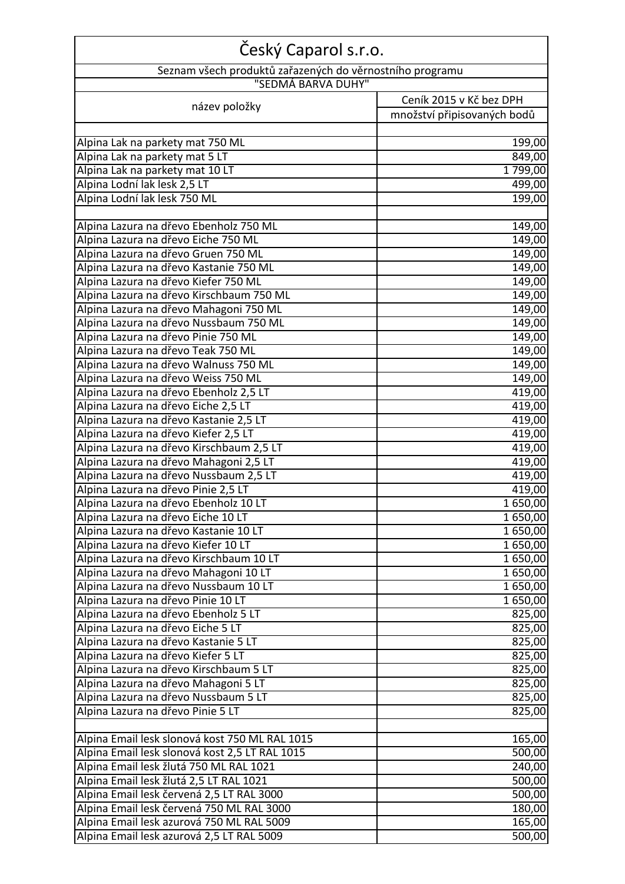# Český Caparol s.r.o.

Seznam všech produktů zařazených do věrnostního programu

"SEDMÁ BARVA DUHY"

| název položky | Ceník 2015 v Kč bez DPH |
|---|---|
| | množství připisovaných bodů |
| | |
| Alpina Lak na parkety mat 750 ML | 199,00 |
| Alpina Lak na parkety mat 5 LT | 849,00 |
| Alpina Lak na parkety mat 10 LT | 1 799,00 |
| Alpina Lodní lak lesk 2,5 LT | 499,00 |
| Alpina Lodní lak lesk 750 ML | 199,00 |
| | |
| Alpina Lazura na dřevo Ebenholz 750 ML | 149,00 |
| Alpina Lazura na dřevo Eiche 750 ML | 149,00 |
| Alpina Lazura na dřevo Gruen 750 ML | 149,00 |
| Alpina Lazura na dřevo Kastanie 750 ML | 149,00 |
| Alpina Lazura na dřevo Kiefer 750 ML | 149,00 |
| Alpina Lazura na dřevo Kirschbaum 750 ML | 149,00 |
| Alpina Lazura na dřevo Mahagoni 750 ML | 149,00 |
| Alpina Lazura na dřevo Nussbaum 750 ML | 149,00 |
| Alpina Lazura na dřevo Pinie 750 ML | 149,00 |
| Alpina Lazura na dřevo Teak 750 ML | 149,00 |
| Alpina Lazura na dřevo Walnuss 750 ML | 149,00 |
| Alpina Lazura na dřevo Weiss 750 ML | 149,00 |
| Alpina Lazura na dřevo Ebenholz 2,5 LT | 419,00 |
| Alpina Lazura na dřevo Eiche 2,5 LT | 419,00 |
| Alpina Lazura na dřevo Kastanie 2,5 LT | 419,00 |
| Alpina Lazura na dřevo Kiefer 2,5 LT | 419,00 |
| Alpina Lazura na dřevo Kirschbaum 2,5 LT | 419,00 |
| Alpina Lazura na dřevo Mahagoni 2,5 LT | 419,00 |
| Alpina Lazura na dřevo Nussbaum 2,5 LT | 419,00 |
| Alpina Lazura na dřevo Pinie 2,5 LT | 419,00 |
| Alpina Lazura na dřevo Ebenholz 10 LT | 1 650,00 |
| Alpina Lazura na dřevo Eiche 10 LT | 1 650,00 |
| Alpina Lazura na dřevo Kastanie 10 LT | 1 650,00 |
| Alpina Lazura na dřevo Kiefer 10 LT | 1 650,00 |
| Alpina Lazura na dřevo Kirschbaum 10 LT | 1 650,00 |
| Alpina Lazura na dřevo Mahagoni 10 LT | 1 650,00 |
| Alpina Lazura na dřevo Nussbaum 10 LT | 1 650,00 |
| Alpina Lazura na dřevo Pinie 10 LT | 1 650,00 |
| Alpina Lazura na dřevo Ebenholz 5 LT | 825,00 |
| Alpina Lazura na dřevo Eiche 5 LT | 825,00 |
| Alpina Lazura na dřevo Kastanie 5 LT | 825,00 |
| Alpina Lazura na dřevo Kiefer 5 LT | 825,00 |
| Alpina Lazura na dřevo Kirschbaum 5 LT | 825,00 |
| Alpina Lazura na dřevo Mahagoni 5 LT | 825,00 |
| Alpina Lazura na dřevo Nussbaum 5 LT | 825,00 |
| Alpina Lazura na dřevo Pinie 5 LT | 825,00 |
| | |
| Alpina Email lesk slonová kost 750 ML RAL 1015 | 165,00 |
| Alpina Email lesk slonová kost 2,5 LT RAL 1015 | 500,00 |
| Alpina Email lesk žlutá 750 ML RAL 1021 | 240,00 |
| Alpina Email lesk žlutá 2,5 LT RAL 1021 | 500,00 |
| Alpina Email lesk červená 2,5 LT RAL 3000 | 500,00 |
| Alpina Email lesk červená 750 ML RAL 3000 | 180,00 |
| Alpina Email lesk azurová 750 ML RAL 5009 | 165,00 |
| Alpina Email lesk azurová 2,5 LT RAL 5009 | 500,00 |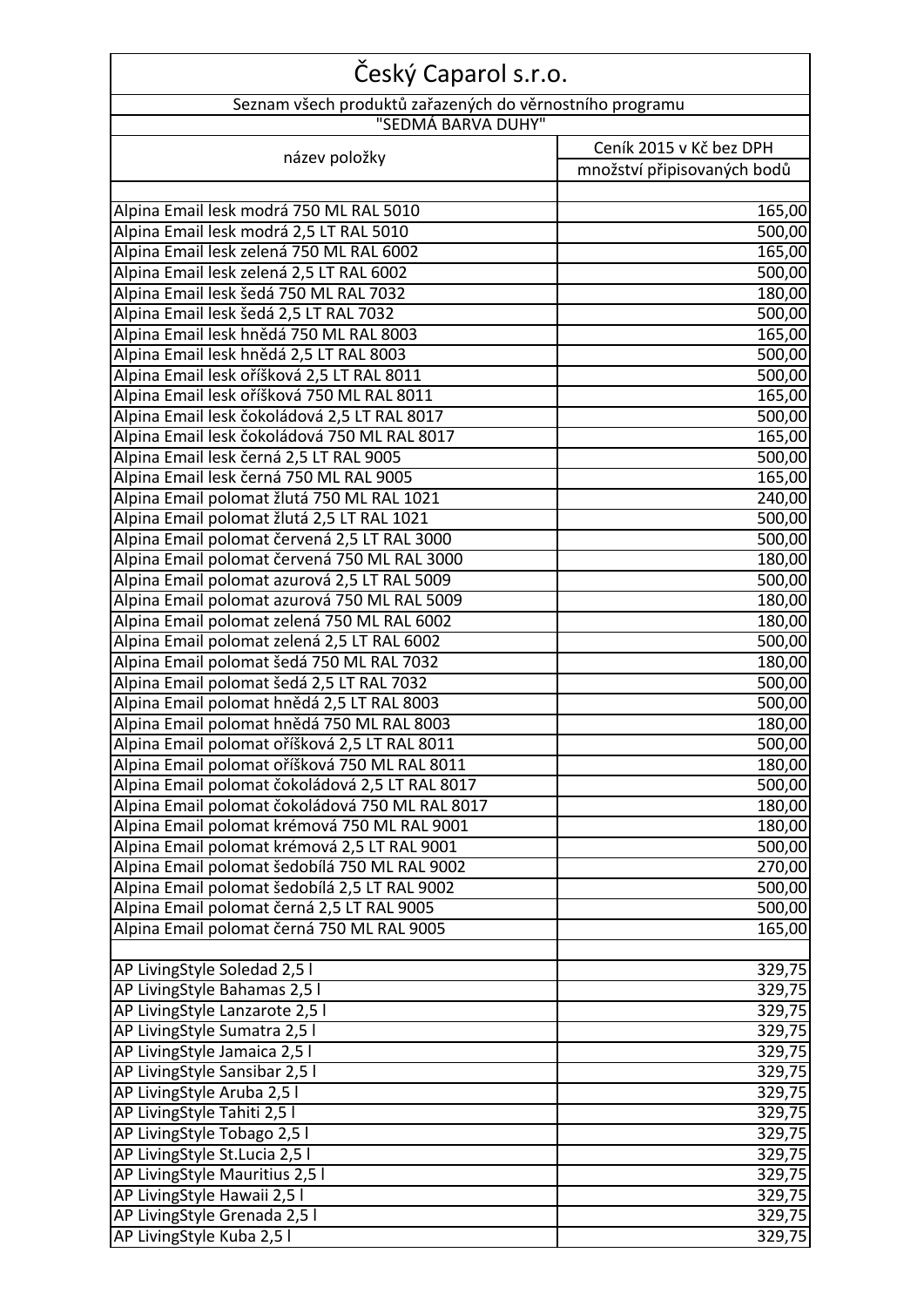| Český Caparol s.r.o. | |
|---|---|
| Seznam všech produktů zařazených do věrnostního programu "SEDMÁ BARVA DUHY" | |
| název položky | Ceník 2015 v Kč bez DPH |
| | množství připisovaných bodů |
| | |
| Alpina Email lesk modrá 750 ML RAL 5010 | 165,00 |
| Alpina Email lesk modrá 2,5 LT RAL 5010 | 500,00 |
| Alpina Email lesk zelená 750 ML RAL 6002 | 165,00 |
| Alpina Email lesk zelená 2,5 LT RAL 6002 | 500,00 |
| Alpina Email lesk šedá 750 ML RAL 7032 | 180,00 |
| Alpina Email lesk šedá 2,5 LT RAL 7032 | 500,00 |
| Alpina Email lesk hnědá 750 ML RAL 8003 | 165,00 |
| Alpina Email lesk hnědá 2,5 LT RAL 8003 | 500,00 |
| Alpina Email lesk oříšková 2,5 LT RAL 8011 | 500,00 |
| Alpina Email lesk oříšková 750 ML RAL 8011 | 165,00 |
| Alpina Email lesk čokoládová 2,5 LT RAL 8017 | 500,00 |
| Alpina Email lesk čokoládová 750 ML RAL 8017 | 165,00 |
| Alpina Email lesk černá 2,5 LT RAL 9005 | 500,00 |
| Alpina Email lesk černá 750 ML RAL 9005 | 165,00 |
| Alpina Email polomat žlutá 750 ML RAL 1021 | 240,00 |
| Alpina Email polomat žlutá 2,5 LT RAL 1021 | 500,00 |
| Alpina Email polomat červená 2,5 LT RAL 3000 | 500,00 |
| Alpina Email polomat červená 750 ML RAL 3000 | 180,00 |
| Alpina Email polomat azurová 2,5 LT RAL 5009 | 500,00 |
| Alpina Email polomat azurová 750 ML RAL 5009 | 180,00 |
| Alpina Email polomat zelená 750 ML RAL 6002 | 180,00 |
| Alpina Email polomat zelená 2,5 LT RAL 6002 | 500,00 |
| Alpina Email polomat šedá 750 ML RAL 7032 | 180,00 |
| Alpina Email polomat šedá 2,5 LT RAL 7032 | 500,00 |
| Alpina Email polomat hnědá 2,5 LT RAL 8003 | 500,00 |
| Alpina Email polomat hnědá 750 ML RAL 8003 | 180,00 |
| Alpina Email polomat oříšková 2,5 LT RAL 8011 | 500,00 |
| Alpina Email polomat oříšková 750 ML RAL 8011 | 180,00 |
| Alpina Email polomat čokoládová 2,5 LT RAL 8017 | 500,00 |
| Alpina Email polomat čokoládová 750 ML RAL 8017 | 180,00 |
| Alpina Email polomat krémová 750 ML RAL 9001 | 180,00 |
| Alpina Email polomat krémová 2,5 LT RAL 9001 | 500,00 |
| Alpina Email polomat šedobílá 750 ML RAL 9002 | 270,00 |
| Alpina Email polomat šedobílá 2,5 LT RAL 9002 | 500,00 |
| Alpina Email polomat černá 2,5 LT RAL 9005 | 500,00 |
| Alpina Email polomat černá 750 ML RAL 9005 | 165,00 |
| | |
| AP LivingStyle Soledad 2,5 l | 329,75 |
| AP LivingStyle Bahamas 2,5 l | 329,75 |
| AP LivingStyle Lanzarote 2,5 l | 329,75 |
| AP LivingStyle Sumatra 2,5 l | 329,75 |
| AP LivingStyle Jamaica 2,5 l | 329,75 |
| AP LivingStyle Sansibar 2,5 l | 329,75 |
| AP LivingStyle Aruba 2,5 l | 329,75 |
| AP LivingStyle Tahiti 2,5 l | 329,75 |
| AP LivingStyle Tobago 2,5 l | 329,75 |
| AP LivingStyle St.Lucia 2,5 l | 329,75 |
| AP LivingStyle Mauritius 2,5 l | 329,75 |
| AP LivingStyle Hawaii 2,5 l | 329,75 |
| AP LivingStyle Grenada 2,5 l | 329,75 |
| AP LivingStyle Kuba 2,5 l | 329,75 |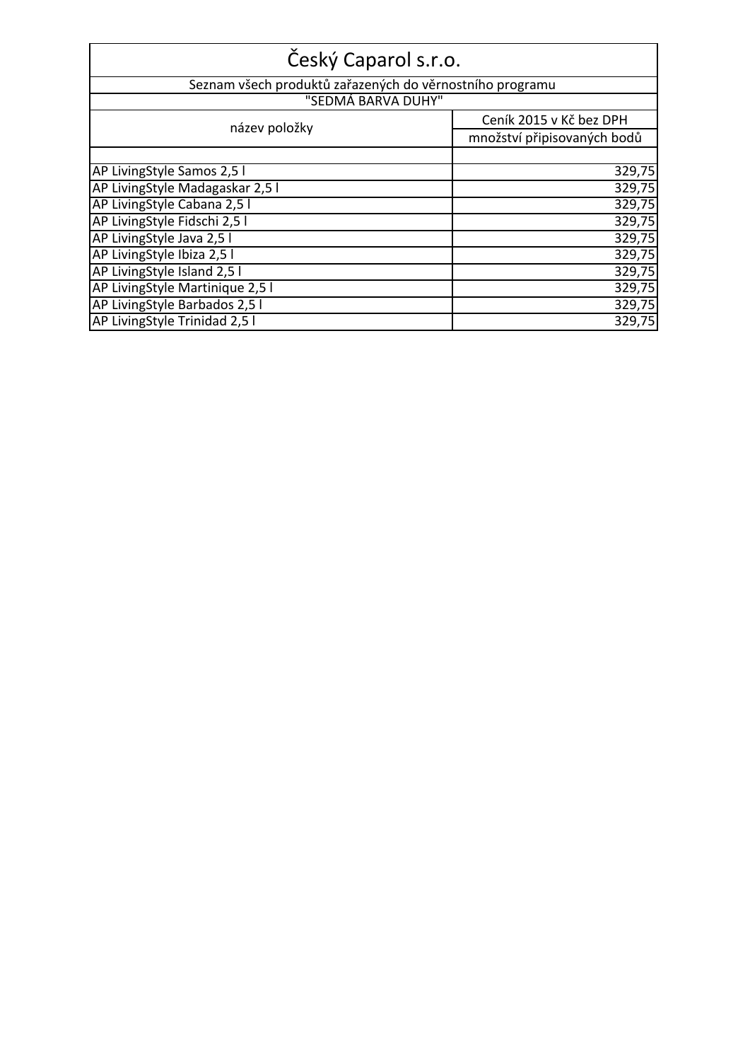# Český Caparol s.r.o.

Seznam všech produktů zařazených do věrnostního programu

"SEDMÁ BARVA DUHY"

| název položky | Ceník 2015 v Kč bez DPH |
|---|---|
| | množství připisovaných bodů |
| | |
| AP LivingStyle Samos 2,5 l | 329,75 |
| AP LivingStyle Madagaskar 2,5 l | 329,75 |
| AP LivingStyle Cabana 2,5 l | 329,75 |
| AP LivingStyle Fidschi 2,5 l | 329,75 |
| AP LivingStyle Java 2,5 l | 329,75 |
| AP LivingStyle Ibiza 2,5 l | 329,75 |
| AP LivingStyle Island 2,5 l | 329,75 |
| AP LivingStyle Martinique 2,5 l | 329,75 |
| AP LivingStyle Barbados 2,5 l | 329,75 |
| AP LivingStyle Trinidad 2,5 l | 329,75 |